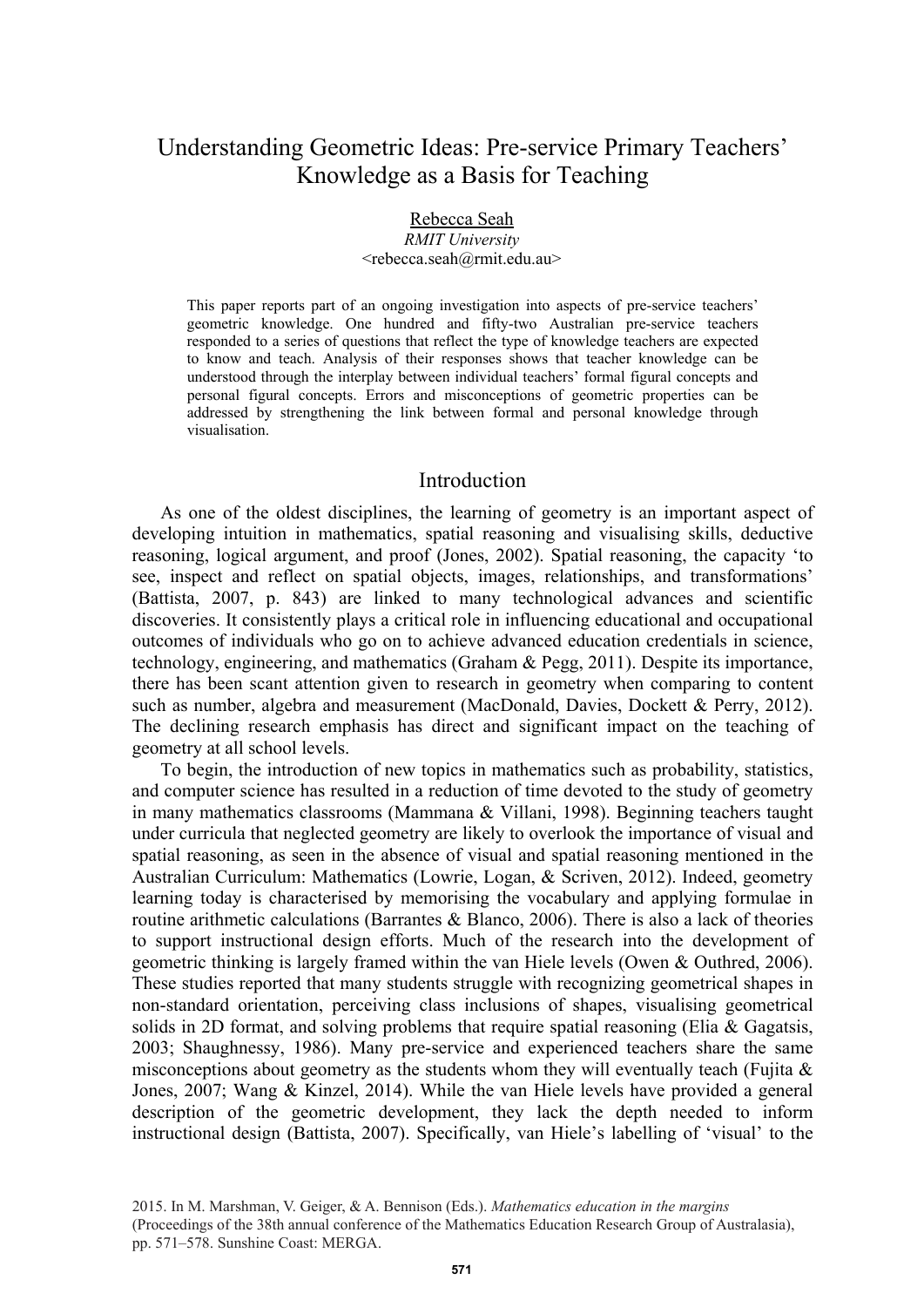# Understanding Geometric Ideas: Pre-service Primary Teachers' Knowledge as a Basis for Teaching

Rebecca Seah
*RMIT University*
<rebecca.seah@rmit.edu.au>

This paper reports part of an ongoing investigation into aspects of pre-service teachers' geometric knowledge. One hundred and fifty-two Australian pre-service teachers responded to a series of questions that reflect the type of knowledge teachers are expected to know and teach. Analysis of their responses shows that teacher knowledge can be understood through the interplay between individual teachers' formal figural concepts and personal figural concepts. Errors and misconceptions of geometric properties can be addressed by strengthening the link between formal and personal knowledge through visualisation.

## Introduction

As one of the oldest disciplines, the learning of geometry is an important aspect of developing intuition in mathematics, spatial reasoning and visualising skills, deductive reasoning, logical argument, and proof (Jones, 2002). Spatial reasoning, the capacity 'to see, inspect and reflect on spatial objects, images, relationships, and transformations' (Battista, 2007, p. 843) are linked to many technological advances and scientific discoveries. It consistently plays a critical role in influencing educational and occupational outcomes of individuals who go on to achieve advanced education credentials in science, technology, engineering, and mathematics (Graham & Pegg, 2011). Despite its importance, there has been scant attention given to research in geometry when comparing to content such as number, algebra and measurement (MacDonald, Davies, Dockett & Perry, 2012). The declining research emphasis has direct and significant impact on the teaching of geometry at all school levels.

To begin, the introduction of new topics in mathematics such as probability, statistics, and computer science has resulted in a reduction of time devoted to the study of geometry in many mathematics classrooms (Mammana & Villani, 1998). Beginning teachers taught under curricula that neglected geometry are likely to overlook the importance of visual and spatial reasoning, as seen in the absence of visual and spatial reasoning mentioned in the Australian Curriculum: Mathematics (Lowrie, Logan, & Scriven, 2012). Indeed, geometry learning today is characterised by memorising the vocabulary and applying formulae in routine arithmetic calculations (Barrantes & Blanco, 2006). There is also a lack of theories to support instructional design efforts. Much of the research into the development of geometric thinking is largely framed within the van Hiele levels (Owen & Outhred, 2006). These studies reported that many students struggle with recognizing geometrical shapes in non-standard orientation, perceiving class inclusions of shapes, visualising geometrical solids in 2D format, and solving problems that require spatial reasoning (Elia & Gagatsis, 2003; Shaughnessy, 1986). Many pre-service and experienced teachers share the same misconceptions about geometry as the students whom they will eventually teach (Fujita & Jones, 2007; Wang & Kinzel, 2014). While the van Hiele levels have provided a general description of the geometric development, they lack the depth needed to inform instructional design (Battista, 2007). Specifically, van Hiele's labelling of 'visual' to the

2015. In M. Marshman, V. Geiger, & A. Bennison (Eds.). *Mathematics education in the margins* (Proceedings of the 38th annual conference of the Mathematics Education Research Group of Australasia), pp. 571–578. Sunshine Coast: MERGA.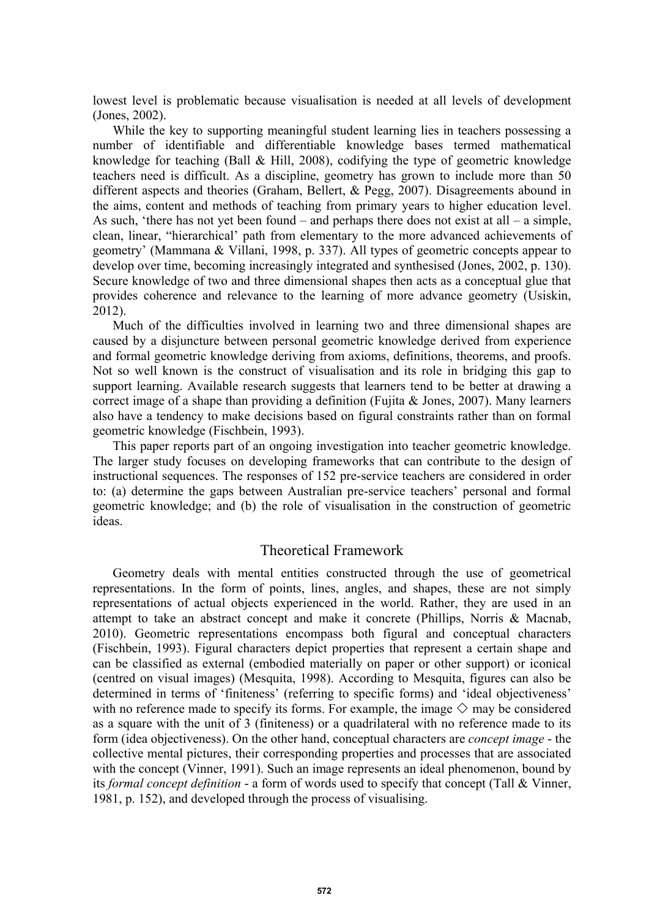lowest level is problematic because visualisation is needed at all levels of development (Jones, 2002).

While the key to supporting meaningful student learning lies in teachers possessing a number of identifiable and differentiable knowledge bases termed mathematical knowledge for teaching (Ball & Hill, 2008), codifying the type of geometric knowledge teachers need is difficult. As a discipline, geometry has grown to include more than 50 different aspects and theories (Graham, Bellert, & Pegg, 2007). Disagreements abound in the aims, content and methods of teaching from primary years to higher education level. As such, 'there has not yet been found – and perhaps there does not exist at all – a simple, clean, linear, "hierarchical' path from elementary to the more advanced achievements of geometry' (Mammana & Villani, 1998, p. 337). All types of geometric concepts appear to develop over time, becoming increasingly integrated and synthesised (Jones, 2002, p. 130). Secure knowledge of two and three dimensional shapes then acts as a conceptual glue that provides coherence and relevance to the learning of more advance geometry (Usiskin, 2012).

Much of the difficulties involved in learning two and three dimensional shapes are caused by a disjuncture between personal geometric knowledge derived from experience and formal geometric knowledge deriving from axioms, definitions, theorems, and proofs. Not so well known is the construct of visualisation and its role in bridging this gap to support learning. Available research suggests that learners tend to be better at drawing a correct image of a shape than providing a definition (Fujita & Jones, 2007). Many learners also have a tendency to make decisions based on figural constraints rather than on formal geometric knowledge (Fischbein, 1993).

This paper reports part of an ongoing investigation into teacher geometric knowledge. The larger study focuses on developing frameworks that can contribute to the design of instructional sequences. The responses of 152 pre-service teachers are considered in order to: (a) determine the gaps between Australian pre-service teachers' personal and formal geometric knowledge; and (b) the role of visualisation in the construction of geometric ideas.

## Theoretical Framework

Geometry deals with mental entities constructed through the use of geometrical representations. In the form of points, lines, angles, and shapes, these are not simply representations of actual objects experienced in the world. Rather, they are used in an attempt to take an abstract concept and make it concrete (Phillips, Norris & Macnab, 2010). Geometric representations encompass both figural and conceptual characters (Fischbein, 1993). Figural characters depict properties that represent a certain shape and can be classified as external (embodied materially on paper or other support) or iconical (centred on visual images) (Mesquita, 1998). According to Mesquita, figures can also be determined in terms of 'finiteness' (referring to specific forms) and 'ideal objectiveness' with no reference made to specify its forms. For example, the image ◇ may be considered as a square with the unit of 3 (finiteness) or a quadrilateral with no reference made to its form (idea objectiveness). On the other hand, conceptual characters are *concept image* - the collective mental pictures, their corresponding properties and processes that are associated with the concept (Vinner, 1991). Such an image represents an ideal phenomenon, bound by its *formal concept definition* - a form of words used to specify that concept (Tall & Vinner, 1981, p. 152), and developed through the process of visualising.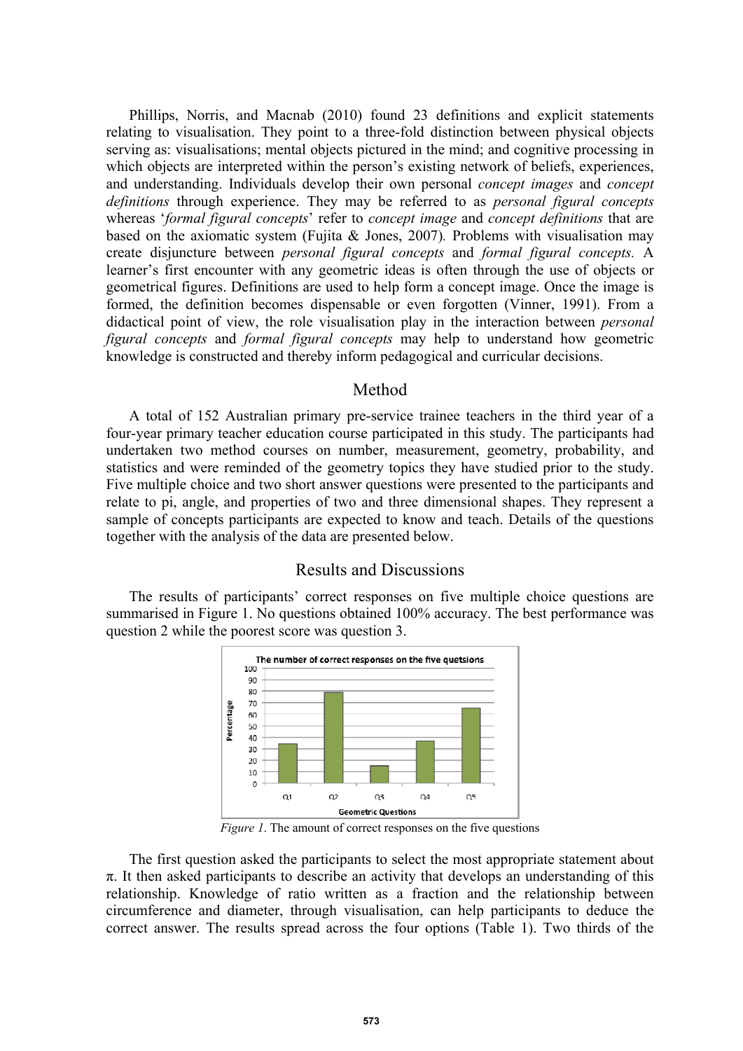Phillips, Norris, and Macnab (2010) found 23 definitions and explicit statements relating to visualisation. They point to a three-fold distinction between physical objects serving as: visualisations; mental objects pictured in the mind; and cognitive processing in which objects are interpreted within the person's existing network of beliefs, experiences, and understanding. Individuals develop their own personal *concept images* and *concept definitions* through experience. They may be referred to as *personal figural concepts* whereas '*formal figural concepts*' refer to *concept image* and *concept definitions* that are based on the axiomatic system (Fujita & Jones, 2007). Problems with visualisation may create disjuncture between *personal figural concepts* and *formal figural concepts.* A learner's first encounter with any geometric ideas is often through the use of objects or geometrical figures. Definitions are used to help form a concept image. Once the image is formed, the definition becomes dispensable or even forgotten (Vinner, 1991). From a didactical point of view, the role visualisation play in the interaction between *personal figural concepts* and *formal figural concepts* may help to understand how geometric knowledge is constructed and thereby inform pedagogical and curricular decisions.

## Method

A total of 152 Australian primary pre-service trainee teachers in the third year of a four-year primary teacher education course participated in this study. The participants had undertaken two method courses on number, measurement, geometry, probability, and statistics and were reminded of the geometry topics they have studied prior to the study. Five multiple choice and two short answer questions were presented to the participants and relate to pi, angle, and properties of two and three dimensional shapes. They represent a sample of concepts participants are expected to know and teach. Details of the questions together with the analysis of the data are presented below.

## Results and Discussions

The results of participants' correct responses on five multiple choice questions are summarised in Figure 1. No questions obtained 100% accuracy. The best performance was question 2 while the poorest score was question 3.

*Figure 1*. The amount of correct responses on the five questions

The first question asked the participants to select the most appropriate statement about π. It then asked participants to describe an activity that develops an understanding of this relationship. Knowledge of ratio written as a fraction and the relationship between circumference and diameter, through visualisation, can help participants to deduce the correct answer. The results spread across the four options (Table 1). Two thirds of the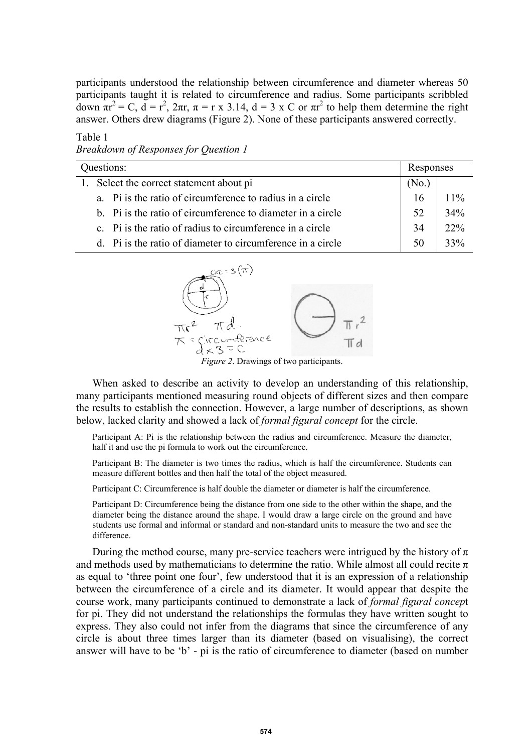participants understood the relationship between circumference and diameter whereas 50 participants taught it is related to circumference and radius. Some participants scribbled down $\pi r^2 = C$, $d = r^2$, $2\pi r$, $\pi = r \times 3.14$, $d = 3 \times C$ or $\pi r^2$ to help them determine the right answer. Others drew diagrams (Figure 2). None of these participants answered correctly.

Table 1
*Breakdown of Responses for Question 1*

| Questions: | Responses | |
|---|---|---|
| 1. Select the correct statement about pi | (No.) | |
| a. Pi is the ratio of circumference to radius in a circle | 16 | 11% |
| b. Pi is the ratio of circumference to diameter in a circle | 52 | 34% |
| c. Pi is the ratio of radius to circumference in a circle | 34 | 22% |
| d. Pi is the ratio of diameter to circumference in a circle | 50 | 33% |

*Figure 2*. Drawings of two participants.

When asked to describe an activity to develop an understanding of this relationship, many participants mentioned measuring round objects of different sizes and then compare the results to establish the connection. However, a large number of descriptions, as shown below, lacked clarity and showed a lack of *formal figural concept* for the circle.

> Participant A: Pi is the relationship between the radius and circumference. Measure the diameter, half it and use the pi formula to work out the circumference.
>
> Participant B: The diameter is two times the radius, which is half the circumference. Students can measure different bottles and then half the total of the object measured.
>
> Participant C: Circumference is half double the diameter or diameter is half the circumference.
>
> Participant D: Circumference being the distance from one side to the other within the shape, and the diameter being the distance around the shape. I would draw a large circle on the ground and have students use formal and informal or standard and non-standard units to measure the two and see the difference.

During the method course, many pre-service teachers were intrigued by the history of $\pi$ and methods used by mathematicians to determine the ratio. While almost all could recite $\pi$ as equal to 'three point one four', few understood that it is an expression of a relationship between the circumference of a circle and its diameter. It would appear that despite the course work, many participants continued to demonstrate a lack of *formal figural concept* for pi. They did not understand the relationships the formulas they have written sought to express. They also could not infer from the diagrams that since the circumference of any circle is about three times larger than its diameter (based on visualising), the correct answer will have to be 'b' - pi is the ratio of circumference to diameter (based on number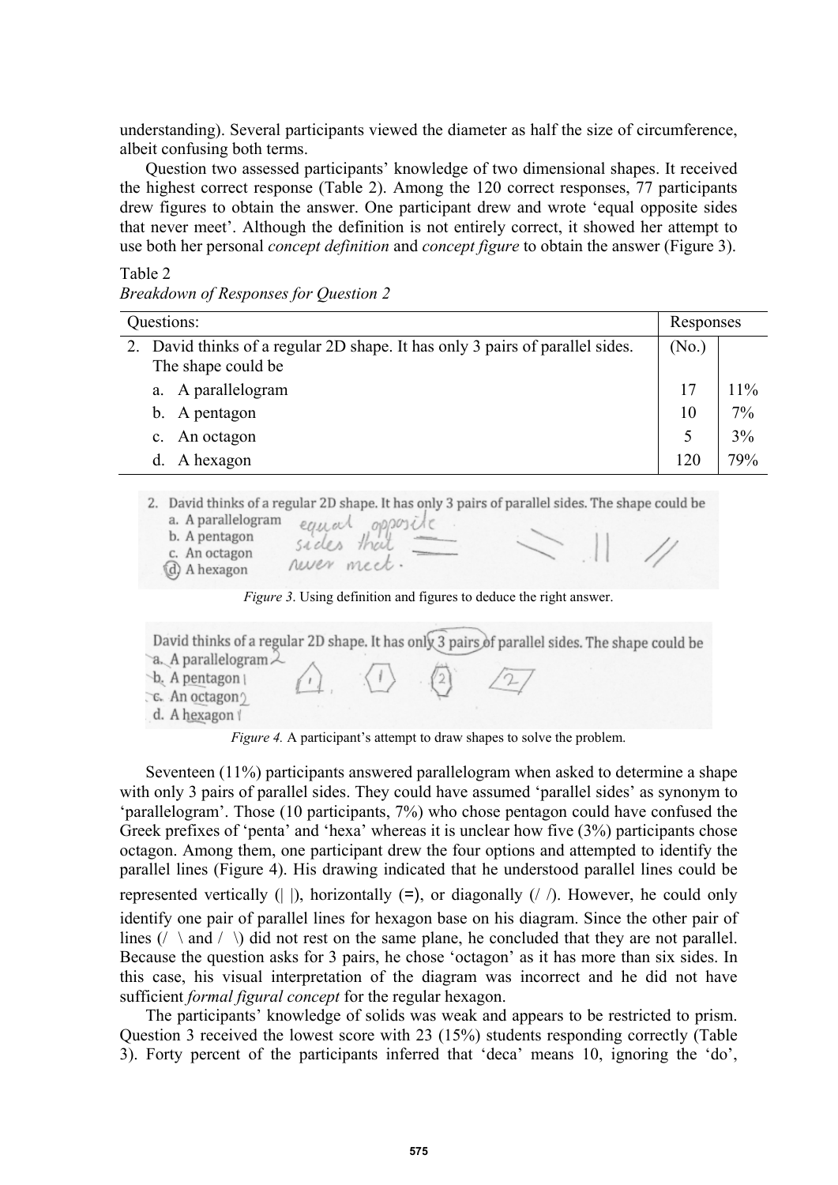understanding). Several participants viewed the diameter as half the size of circumference, albeit confusing both terms.

Question two assessed participants' knowledge of two dimensional shapes. It received the highest correct response (Table 2). Among the 120 correct responses, 77 participants drew figures to obtain the answer. One participant drew and wrote 'equal opposite sides that never meet'. Although the definition is not entirely correct, it showed her attempt to use both her personal *concept definition* and *concept figure* to obtain the answer (Figure 3).

Table 2
*Breakdown of Responses for Question 2*

| Questions: | Responses | |
|---|---|---|
| 2. David thinks of a regular 2D shape. It has only 3 pairs of parallel sides. The shape could be | (No.) | |
| a. A parallelogram | 17 | 11% |
| b. A pentagon | 10 | 7% |
| c. An octagon | 5 | 3% |
| d. A hexagon | 120 | 79% |

*Figure 3*. Using definition and figures to deduce the right answer.

*Figure 4.* A participant's attempt to draw shapes to solve the problem.

Seventeen (11%) participants answered parallelogram when asked to determine a shape with only 3 pairs of parallel sides. They could have assumed 'parallel sides' as synonym to 'parallelogram'. Those (10 participants, 7%) who chose pentagon could have confused the Greek prefixes of 'penta' and 'hexa' whereas it is unclear how five (3%) participants chose octagon. Among them, one participant drew the four options and attempted to identify the parallel lines (Figure 4). His drawing indicated that he understood parallel lines could be represented vertically (| |), horizontally (=), or diagonally (/ /). However, he could only identify one pair of parallel lines for hexagon base on his diagram. Since the other pair of lines (/ \ and / \) did not rest on the same plane, he concluded that they are not parallel. Because the question asks for 3 pairs, he chose 'octagon' as it has more than six sides. In this case, his visual interpretation of the diagram was incorrect and he did not have sufficient *formal figural concept* for the regular hexagon.

The participants' knowledge of solids was weak and appears to be restricted to prism. Question 3 received the lowest score with 23 (15%) students responding correctly (Table 3). Forty percent of the participants inferred that 'deca' means 10, ignoring the 'do',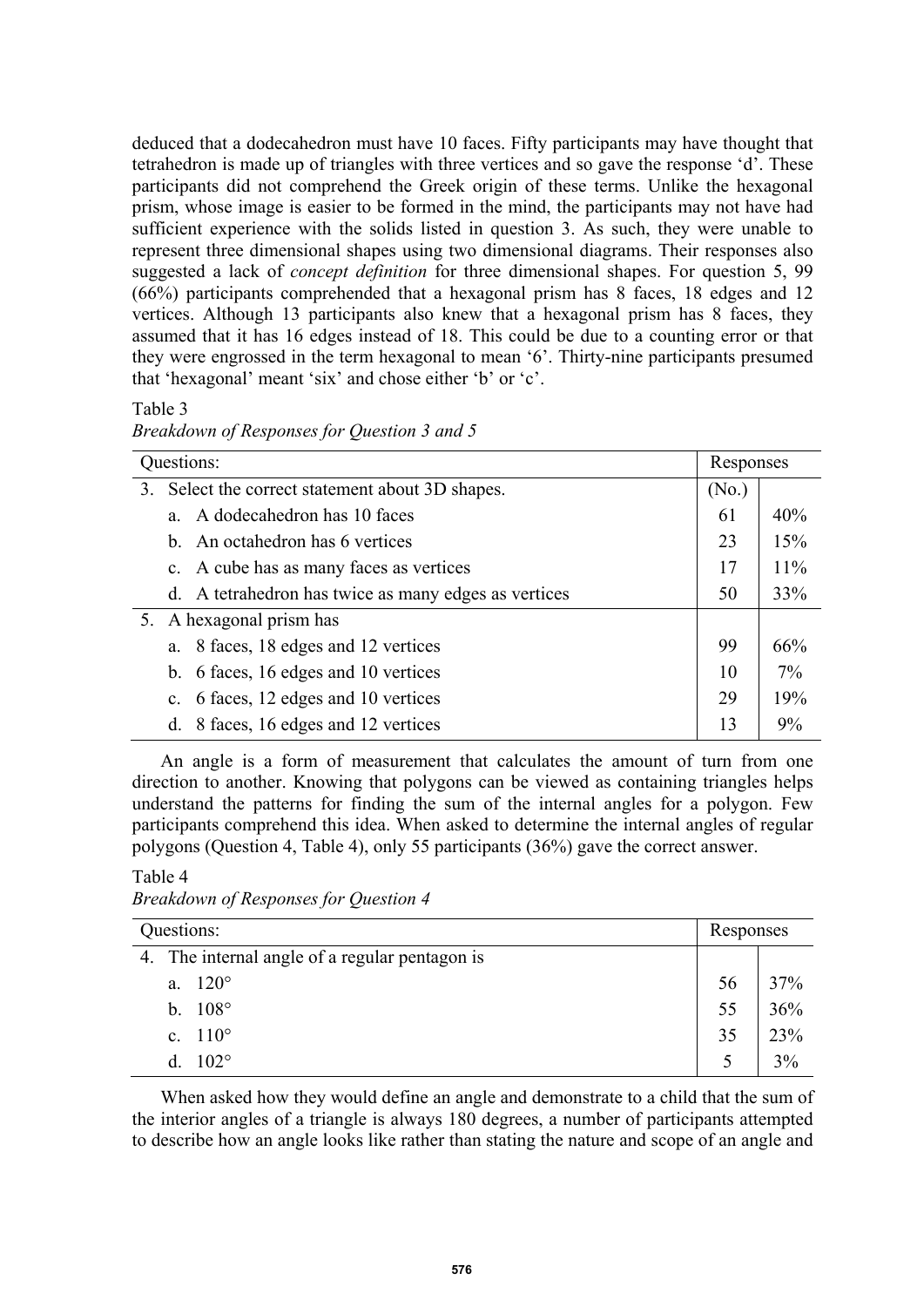deduced that a dodecahedron must have 10 faces. Fifty participants may have thought that tetrahedron is made up of triangles with three vertices and so gave the response 'd'. These participants did not comprehend the Greek origin of these terms. Unlike the hexagonal prism, whose image is easier to be formed in the mind, the participants may not have had sufficient experience with the solids listed in question 3. As such, they were unable to represent three dimensional shapes using two dimensional diagrams. Their responses also suggested a lack of *concept definition* for three dimensional shapes. For question 5, 99 (66%) participants comprehended that a hexagonal prism has 8 faces, 18 edges and 12 vertices. Although 13 participants also knew that a hexagonal prism has 8 faces, they assumed that it has 16 edges instead of 18. This could be due to a counting error or that they were engrossed in the term hexagonal to mean '6'. Thirty-nine participants presumed that 'hexagonal' meant 'six' and chose either 'b' or 'c'.

Table 3
*Breakdown of Responses for Question 3 and 5*

| Questions: | Responses | |
|---|---|---|
| 3. Select the correct statement about 3D shapes. | (No.) | |
| a. A dodecahedron has 10 faces | 61 | 40% |
| b. An octahedron has 6 vertices | 23 | 15% |
| c. A cube has as many faces as vertices | 17 | 11% |
| d. A tetrahedron has twice as many edges as vertices | 50 | 33% |
| 5. A hexagonal prism has | | |
| a. 8 faces, 18 edges and 12 vertices | 99 | 66% |
| b. 6 faces, 16 edges and 10 vertices | 10 | 7% |
| c. 6 faces, 12 edges and 10 vertices | 29 | 19% |
| d. 8 faces, 16 edges and 12 vertices | 13 | 9% |

An angle is a form of measurement that calculates the amount of turn from one direction to another. Knowing that polygons can be viewed as containing triangles helps understand the patterns for finding the sum of the internal angles for a polygon. Few participants comprehend this idea. When asked to determine the internal angles of regular polygons (Question 4, Table 4), only 55 participants (36%) gave the correct answer.

Table 4
*Breakdown of Responses for Question 4*

| Questions: | Responses | |
|---|---|---|
| 4. The internal angle of a regular pentagon is | | |
| a. 120° | 56 | 37% |
| b. 108° | 55 | 36% |
| c. 110° | 35 | 23% |
| d. 102° | 5 | 3% |

When asked how they would define an angle and demonstrate to a child that the sum of the interior angles of a triangle is always 180 degrees, a number of participants attempted to describe how an angle looks like rather than stating the nature and scope of an angle and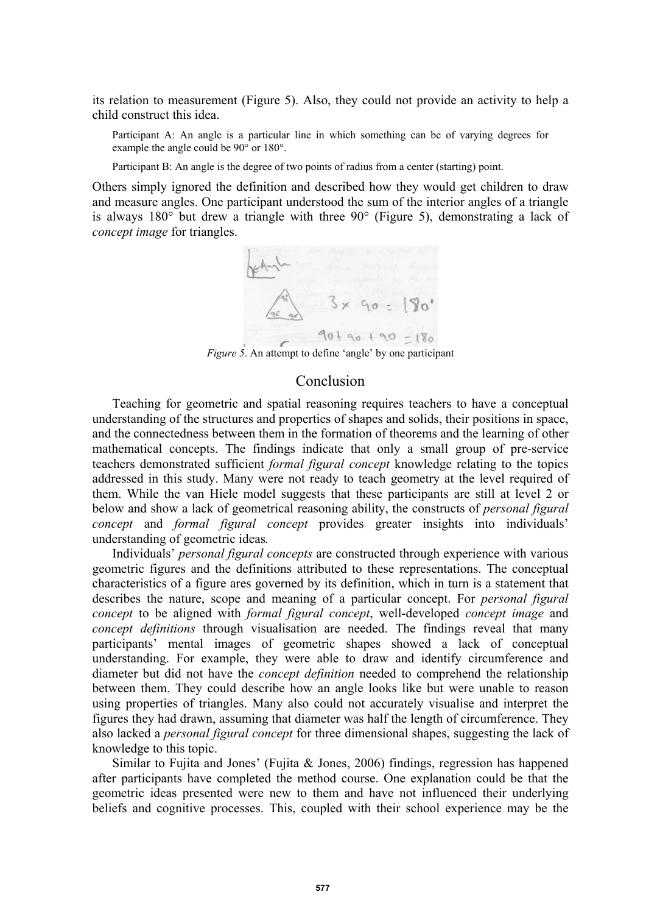its relation to measurement (Figure 5). Also, they could not provide an activity to help a child construct this idea.

> Participant A: An angle is a particular line in which something can be of varying degrees for example the angle could be 90° or 180°.
>
> Participant B: An angle is the degree of two points of radius from a center (starting) point.

Others simply ignored the definition and described how they would get children to draw and measure angles. One participant understood the sum of the interior angles of a triangle is always 180° but drew a triangle with three 90° (Figure 5), demonstrating a lack of *concept image* for triangles.

*Figure 5*. An attempt to define 'angle' by one participant

## Conclusion

Teaching for geometric and spatial reasoning requires teachers to have a conceptual understanding of the structures and properties of shapes and solids, their positions in space, and the connectedness between them in the formation of theorems and the learning of other mathematical concepts. The findings indicate that only a small group of pre-service teachers demonstrated sufficient *formal figural concept* knowledge relating to the topics addressed in this study. Many were not ready to teach geometry at the level required of them. While the van Hiele model suggests that these participants are still at level 2 or below and show a lack of geometrical reasoning ability, the constructs of *personal figural concept* and *formal figural concept* provides greater insights into individuals' understanding of geometric ideas.

Individuals' *personal figural concepts* are constructed through experience with various geometric figures and the definitions attributed to these representations. The conceptual characteristics of a figure ares governed by its definition, which in turn is a statement that describes the nature, scope and meaning of a particular concept. For *personal figural concept* to be aligned with *formal figural concept*, well-developed *concept image* and *concept definitions* through visualisation are needed. The findings reveal that many participants' mental images of geometric shapes showed a lack of conceptual understanding. For example, they were able to draw and identify circumference and diameter but did not have the *concept definition* needed to comprehend the relationship between them. They could describe how an angle looks like but were unable to reason using properties of triangles. Many also could not accurately visualise and interpret the figures they had drawn, assuming that diameter was half the length of circumference. They also lacked a *personal figural concept* for three dimensional shapes, suggesting the lack of knowledge to this topic.

Similar to Fujita and Jones' (Fujita & Jones, 2006) findings, regression has happened after participants have completed the method course. One explanation could be that the geometric ideas presented were new to them and have not influenced their underlying beliefs and cognitive processes. This, coupled with their school experience may be the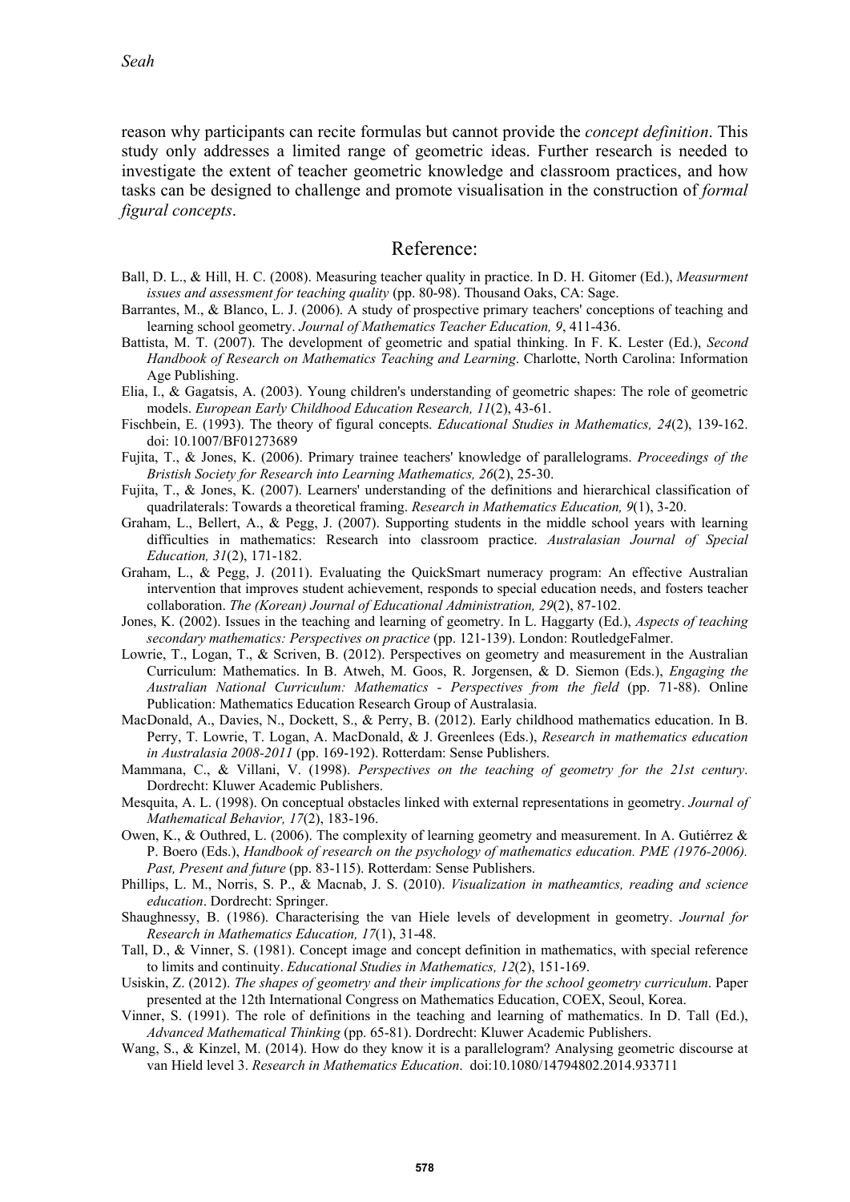reason why participants can recite formulas but cannot provide the *concept definition*. This study only addresses a limited range of geometric ideas. Further research is needed to investigate the extent of teacher geometric knowledge and classroom practices, and how tasks can be designed to challenge and promote visualisation in the construction of *formal figural concepts*.

## Reference:

Ball, D. L., & Hill, H. C. (2008). Measuring teacher quality in practice. In D. H. Gitomer (Ed.), *Measurment issues and assessment for teaching quality* (pp. 80-98). Thousand Oaks, CA: Sage.

Barrantes, M., & Blanco, L. J. (2006). A study of prospective primary teachers' conceptions of teaching and learning school geometry. *Journal of Mathematics Teacher Education, 9*, 411-436.

Battista, M. T. (2007). The development of geometric and spatial thinking. In F. K. Lester (Ed.), *Second Handbook of Research on Mathematics Teaching and Learning*. Charlotte, North Carolina: Information Age Publishing.

Elia, I., & Gagatsis, A. (2003). Young children's understanding of geometric shapes: The role of geometric models. *European Early Childhood Education Research, 11*(2), 43-61.

Fischbein, E. (1993). The theory of figural concepts. *Educational Studies in Mathematics, 24*(2), 139-162. doi: 10.1007/BF01273689

Fujita, T., & Jones, K. (2006). Primary trainee teachers' knowledge of parallelograms. *Proceedings of the Bristish Society for Research into Learning Mathematics, 26*(2), 25-30.

Fujita, T., & Jones, K. (2007). Learners' understanding of the definitions and hierarchical classification of quadrilaterals: Towards a theoretical framing. *Research in Mathematics Education, 9*(1), 3-20.

Graham, L., Bellert, A., & Pegg, J. (2007). Supporting students in the middle school years with learning difficulties in mathematics: Research into classroom practice. *Australasian Journal of Special Education, 31*(2), 171-182.

Graham, L., & Pegg, J. (2011). Evaluating the QuickSmart numeracy program: An effective Australian intervention that improves student achievement, responds to special education needs, and fosters teacher collaboration. *The (Korean) Journal of Educational Administration, 29*(2), 87-102.

Jones, K. (2002). Issues in the teaching and learning of geometry. In L. Haggarty (Ed.), *Aspects of teaching secondary mathematics: Perspectives on practice* (pp. 121-139). London: RoutledgeFalmer.

Lowrie, T., Logan, T., & Scriven, B. (2012). Perspectives on geometry and measurement in the Australian Curriculum: Mathematics. In B. Atweh, M. Goos, R. Jorgensen, & D. Siemon (Eds.), *Engaging the Australian National Curriculum: Mathematics - Perspectives from the field* (pp. 71-88). Online Publication: Mathematics Education Research Group of Australasia.

MacDonald, A., Davies, N., Dockett, S., & Perry, B. (2012). Early childhood mathematics education. In B. Perry, T. Lowrie, T. Logan, A. MacDonald, & J. Greenlees (Eds.), *Research in mathematics education in Australasia 2008-2011* (pp. 169-192). Rotterdam: Sense Publishers.

Mammana, C., & Villani, V. (1998). *Perspectives on the teaching of geometry for the 21st century*. Dordrecht: Kluwer Academic Publishers.

Mesquita, A. L. (1998). On conceptual obstacles linked with external representations in geometry. *Journal of Mathematical Behavior, 17*(2), 183-196.

Owen, K., & Outhred, L. (2006). The complexity of learning geometry and measurement. In A. Gutiérrez & P. Boero (Eds.), *Handbook of research on the psychology of mathematics education. PME (1976-2006). Past, Present and future* (pp. 83-115). Rotterdam: Sense Publishers.

Phillips, L. M., Norris, S. P., & Macnab, J. S. (2010). *Visualization in matheamtics, reading and science education*. Dordrecht: Springer.

Shaughnessy, B. (1986). Characterising the van Hiele levels of development in geometry. *Journal for Research in Mathematics Education, 17*(1), 31-48.

Tall, D., & Vinner, S. (1981). Concept image and concept definition in mathematics, with special reference to limits and continuity. *Educational Studies in Mathematics, 12*(2), 151-169.

Usiskin, Z. (2012). *The shapes of geometry and their implications for the school geometry curriculum*. Paper presented at the 12th International Congress on Mathematics Education, COEX, Seoul, Korea.

Vinner, S. (1991). The role of definitions in the teaching and learning of mathematics. In D. Tall (Ed.), *Advanced Mathematical Thinking* (pp. 65-81). Dordrecht: Kluwer Academic Publishers.

Wang, S., & Kinzel, M. (2014). How do they know it is a parallelogram? Analysing geometric discourse at van Hield level 3. *Research in Mathematics Education*. doi:10.1080/14794802.2014.933711